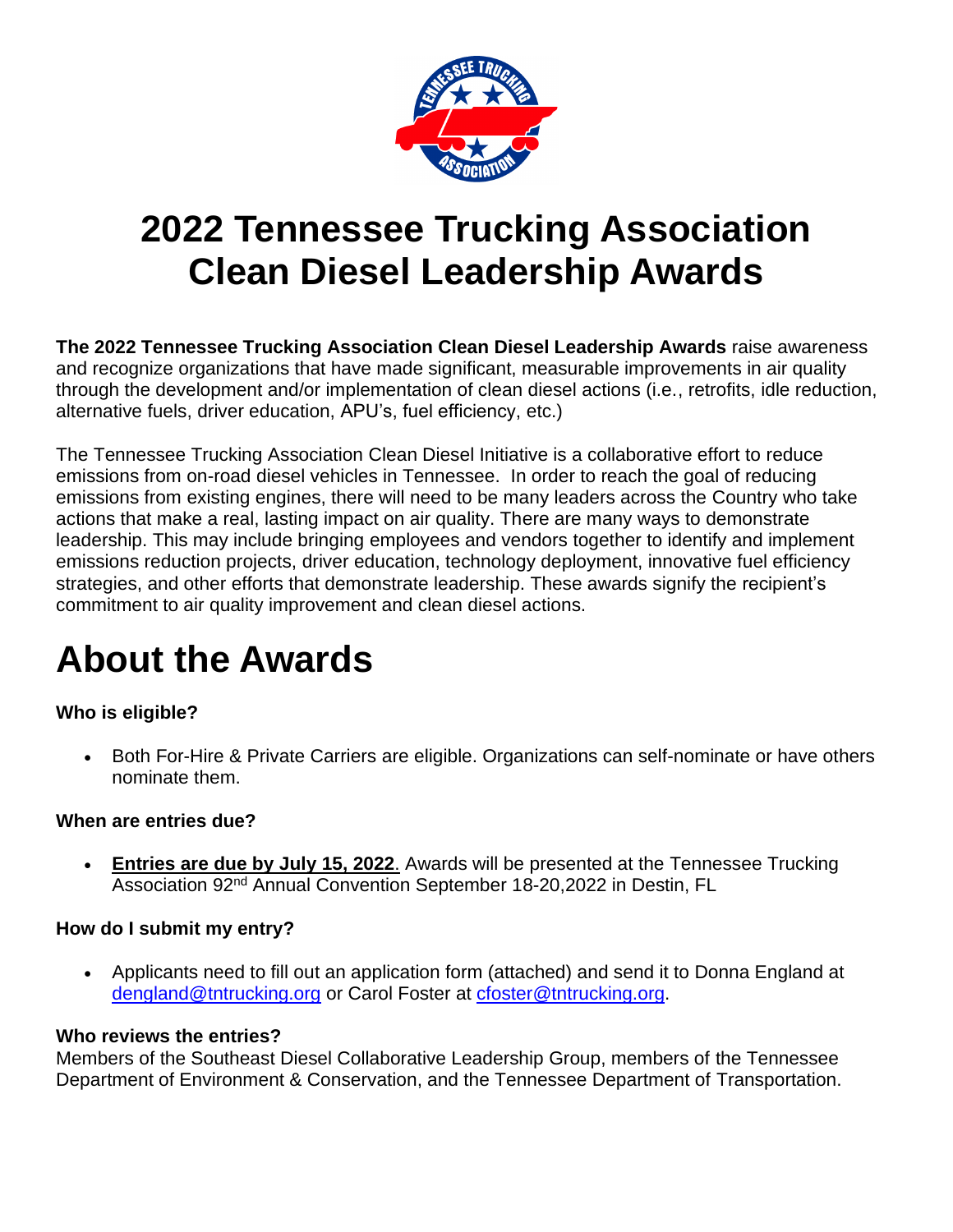# 2022 Tennessee Trucking Association Clean Diesel Leadership Awards

**The 2022 Tennessee Trucking Association Clean Diesel Leadership Awards** raise awareness and recognize organizations that have made significant, measurable improvements in air quality through the development and/or implementation of clean diesel actions (i.e., retrofits, idle reduction, alternative fuels, driver education, APU's, fuel efficiency, etc.)

The Tennessee Trucking Association Clean Diesel Initiative is a collaborative effort to reduce emissions from on-road diesel vehicles in Tennessee. In order to reach the goal of reducing emissions from existing engines, there will need to be many leaders across the Country who take actions that make a real, lasting impact on air quality. There are many ways to demonstrate leadership. This may include bringing employees and vendors together to identify and implement emissions reduction projects, driver education, technology deployment, innovative fuel efficiency strategies, and other efforts that demonstrate leadership. These awards signify the recipient's commitment to air quality improvement and clean diesel actions.

# About the Awards

### Who is eligible?

- Both For-Hire & Private Carriers are eligible. Organizations can self-nominate or have others nominate them.

### When are entries due?

- **Entries are due by July 15, 2022**. Awards will be presented at the Tennessee Trucking Association 92nd Annual Convention September 18-20,2022 in Destin, FL

### How do I submit my entry?

- Applicants need to fill out an application form (attached) and send it to Donna England at dengland@tntrucking.org or Carol Foster at cfoster@tntrucking.org.

### Who reviews the entries?

Members of the Southeast Diesel Collaborative Leadership Group, members of the Tennessee Department of Environment & Conservation, and the Tennessee Department of Transportation.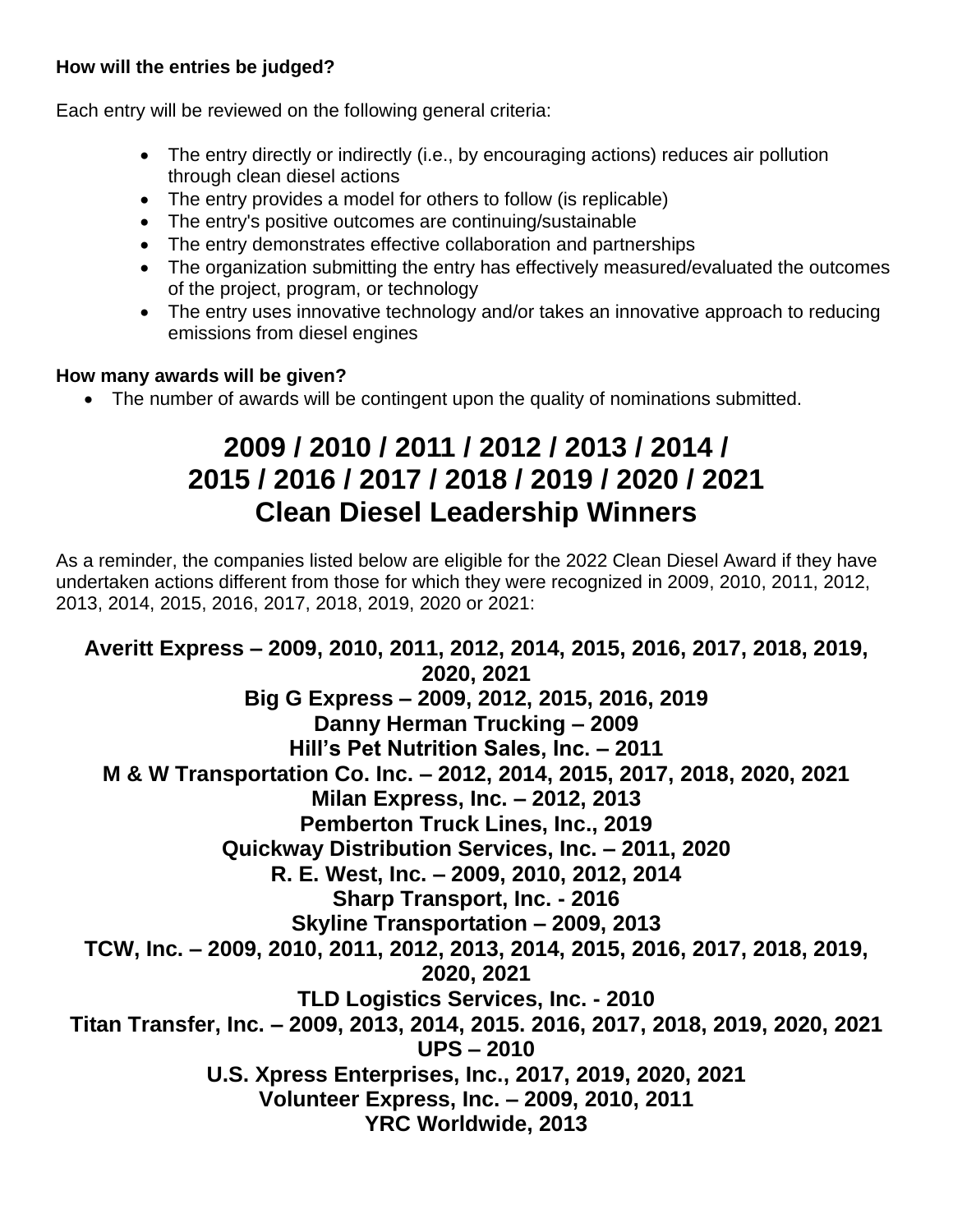**How will the entries be judged?**

Each entry will be reviewed on the following general criteria:

- The entry directly or indirectly (i.e., by encouraging actions) reduces air pollution through clean diesel actions
- The entry provides a model for others to follow (is replicable)
- The entry's positive outcomes are continuing/sustainable
- The entry demonstrates effective collaboration and partnerships
- The organization submitting the entry has effectively measured/evaluated the outcomes of the project, program, or technology
- The entry uses innovative technology and/or takes an innovative approach to reducing emissions from diesel engines

**How many awards will be given?**

- The number of awards will be contingent upon the quality of nominations submitted.

# 2009 / 2010 / 2011 / 2012 / 2013 / 2014 / 2015 / 2016 / 2017 / 2018 / 2019 / 2020 / 2021 Clean Diesel Leadership Winners

As a reminder, the companies listed below are eligible for the 2022 Clean Diesel Award if they have undertaken actions different from those for which they were recognized in 2009, 2010, 2011, 2012, 2013, 2014, 2015, 2016, 2017, 2018, 2019, 2020 or 2021:

**Averitt Express – 2009, 2010, 2011, 2012, 2014, 2015, 2016, 2017, 2018, 2019, 2020, 2021**
**Big G Express – 2009, 2012, 2015, 2016, 2019**
**Danny Herman Trucking – 2009**
**Hill's Pet Nutrition Sales, Inc. – 2011**
**M & W Transportation Co. Inc. – 2012, 2014, 2015, 2017, 2018, 2020, 2021**
**Milan Express, Inc. – 2012, 2013**
**Pemberton Truck Lines, Inc., 2019**
**Quickway Distribution Services, Inc. – 2011, 2020**
**R. E. West, Inc. – 2009, 2010, 2012, 2014**
**Sharp Transport, Inc. - 2016**
**Skyline Transportation – 2009, 2013**
**TCW, Inc. – 2009, 2010, 2011, 2012, 2013, 2014, 2015, 2016, 2017, 2018, 2019, 2020, 2021**
**TLD Logistics Services, Inc. - 2010**
**Titan Transfer, Inc. – 2009, 2013, 2014, 2015. 2016, 2017, 2018, 2019, 2020, 2021**
**UPS – 2010**
**U.S. Xpress Enterprises, Inc., 2017, 2019, 2020, 2021**
**Volunteer Express, Inc. – 2009, 2010, 2011**
**YRC Worldwide, 2013**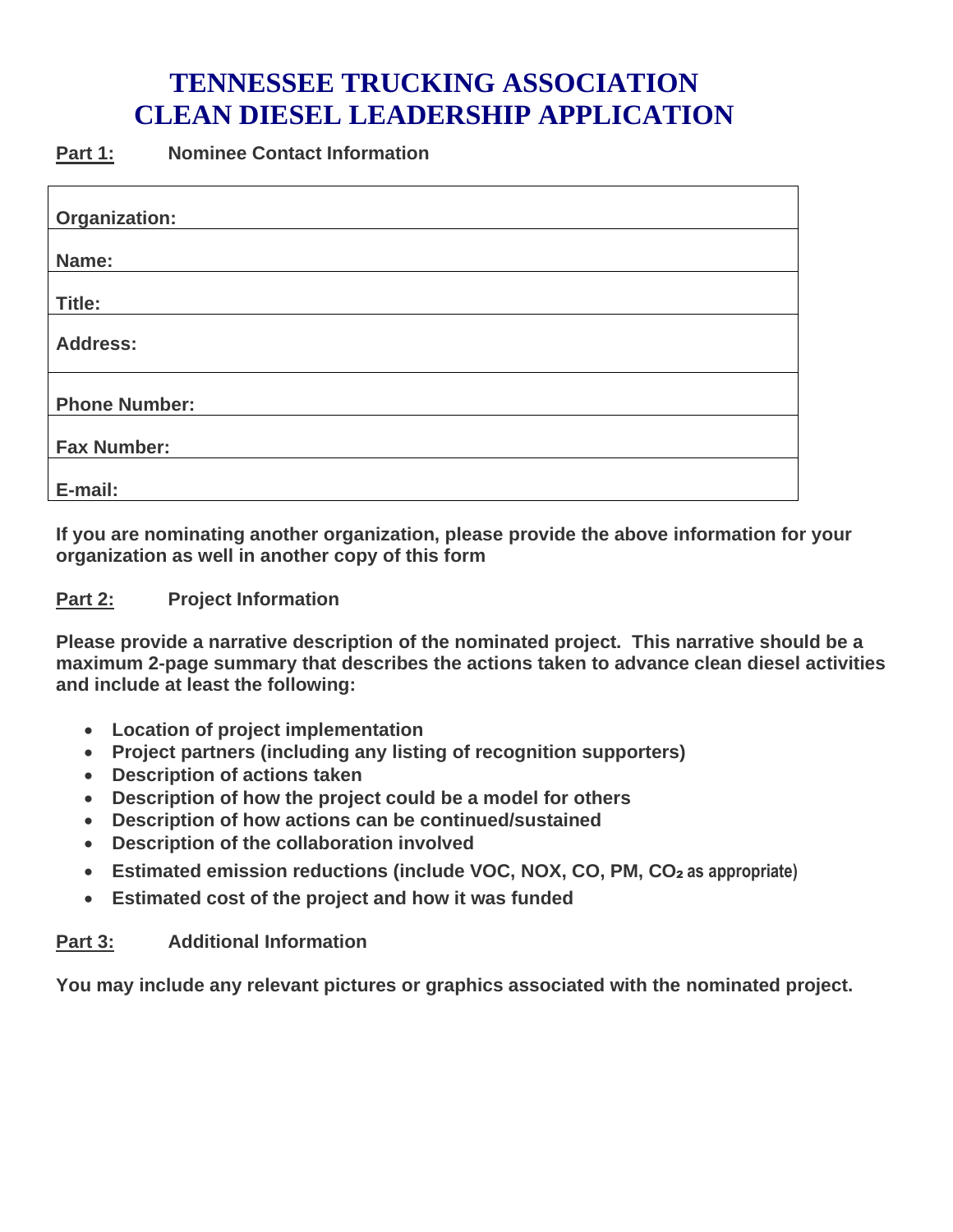# TENNESSEE TRUCKING ASSOCIATION
# CLEAN DIESEL LEADERSHIP APPLICATION

**Part 1:** **Nominee Contact Information**

| | |
|---|---|
| **Organization:** | |
| **Name:** | |
| **Title:** | |
| **Address:** | |
| **Phone Number:** | |
| **Fax Number:** | |
| **E-mail:** | |

**If you are nominating another organization, please provide the above information for your organization as well in another copy of this form**

**Part 2:** **Project Information**

**Please provide a narrative description of the nominated project. This narrative should be a maximum 2-page summary that describes the actions taken to advance clean diesel activities and include at least the following:**

- **Location of project implementation**
- **Project partners (including any listing of recognition supporters)**
- **Description of actions taken**
- **Description of how the project could be a model for others**
- **Description of how actions can be continued/sustained**
- **Description of the collaboration involved**
- **Estimated emission reductions (include VOC, NOX, CO, PM, $CO_2$ as appropriate)**
- **Estimated cost of the project and how it was funded**

**Part 3:** **Additional Information**

**You may include any relevant pictures or graphics associated with the nominated project.**